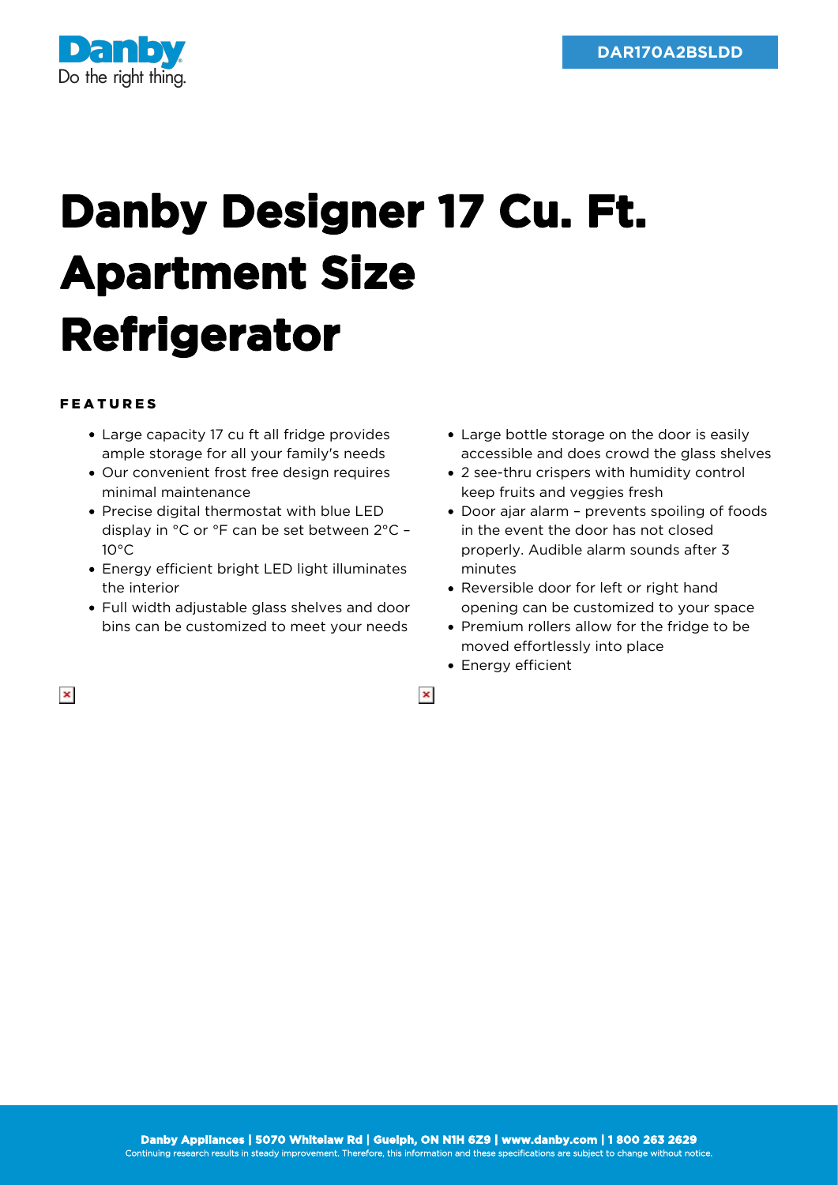DAR170A2BSLDD

# Danby Designer 17 Cu. Ft. Apartment Size Refrigerator

## FEATURES

- Large capacity 17 cu ft all fridge provides ample storage for all your family's needs
- Our convenient frost free design requires minimal maintenance
- Precise digital thermostat with blue LED display in °C or °F can be set between 2°C – 10°C
- Energy efficient bright LED light illuminates the interior
- Full width adjustable glass shelves and door bins can be customized to meet your needs
- Large bottle storage on the door is easily accessible and does crowd the glass shelves
- 2 see-thru crispers with humidity control keep fruits and veggies fresh
- Door ajar alarm – prevents spoiling of foods in the event the door has not closed properly. Audible alarm sounds after 3 minutes
- Reversible door for left or right hand opening can be customized to your space
- Premium rollers allow for the fridge to be moved effortlessly into place
- Energy efficient

**Danby Appliances | 5070 Whitelaw Rd | Guelph, ON N1H 6Z9 | www.danby.com | 1 800 263 2629**
Continuing research results in steady improvement. Therefore, this information and these specifications are subject to change without notice.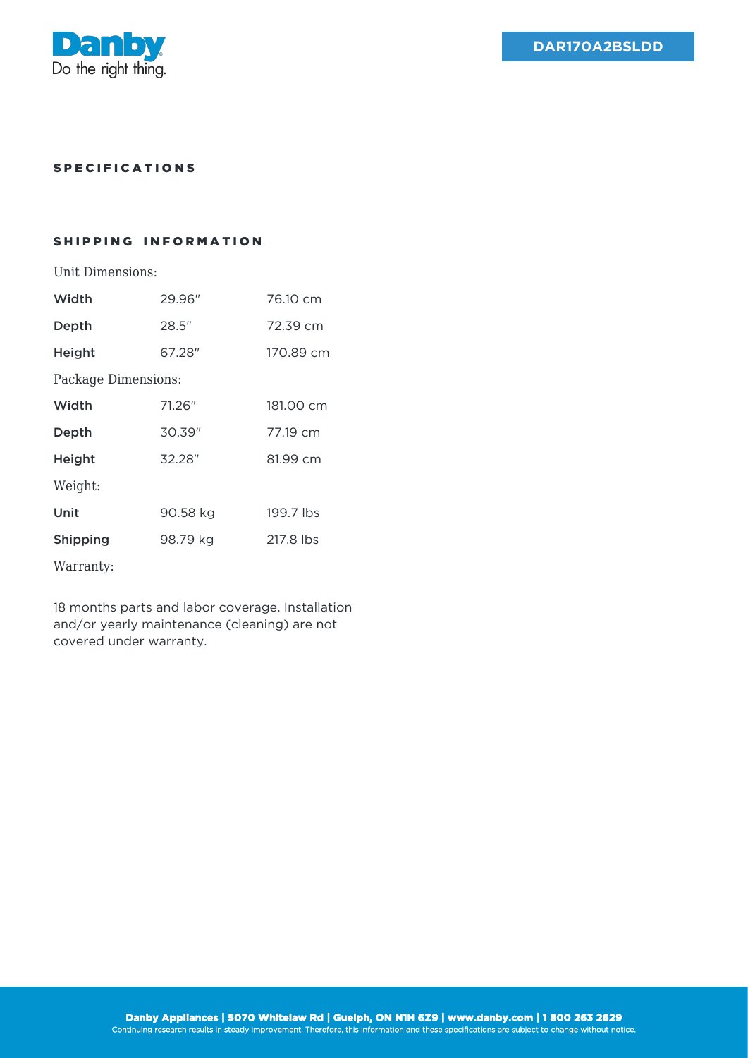DAR170A2BSLDD

## SPECIFICATIONS

### SHIPPING INFORMATION

| | | |
|---|---|---|
| Unit Dimensions: | | |
| **Width** | 29.96″ | 76.10 cm |
| **Depth** | 28.5″ | 72.39 cm |
| **Height** | 67.28″ | 170.89 cm |
| Package Dimensions: | | |
| **Width** | 71.26″ | 181.00 cm |
| **Depth** | 30.39″ | 77.19 cm |
| **Height** | 32.28″ | 81.99 cm |
| Weight: | | |
| **Unit** | 90.58 kg | 199.7 lbs |
| **Shipping** | 98.79 kg | 217.8 lbs |

Warranty:

18 months parts and labor coverage. Installation and/or yearly maintenance (cleaning) are not covered under warranty.

**Danby Appliances | 5070 Whitelaw Rd | Guelph, ON N1H 6Z9 | www.danby.com | 1 800 263 2629**
Continuing research results in steady improvement. Therefore, this information and these specifications are subject to change without notice.